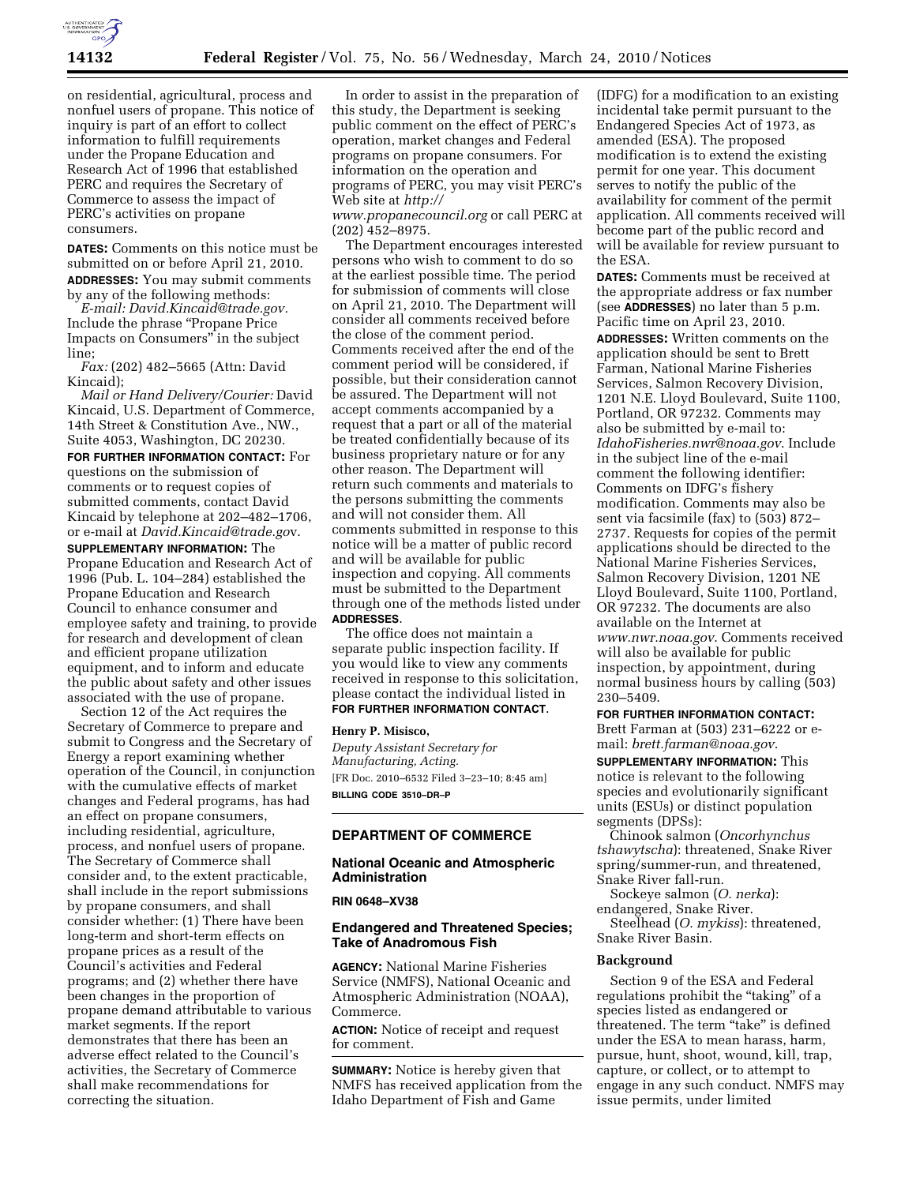on residential, agricultural, process and nonfuel users of propane. This notice of inquiry is part of an effort to collect information to fulfill requirements under the Propane Education and Research Act of 1996 that established PERC and requires the Secretary of Commerce to assess the impact of PERC's activities on propane consumers.

**DATES:** Comments on this notice must be submitted on or before April 21, 2010.

**ADDRESSES:** You may submit comments by any of the following methods:

*E-mail: David.Kincaid@trade.gov.* Include the phrase "Propane Price Impacts on Consumers" in the subject line;

*Fax:* (202) 482–5665 (Attn: David Kincaid);

*Mail or Hand Delivery/Courier:* David Kincaid, U.S. Department of Commerce, 14th Street & Constitution Ave., NW., Suite 4053, Washington, DC 20230.

**FOR FURTHER INFORMATION CONTACT:** For questions on the submission of comments or to request copies of submitted comments, contact David Kincaid by telephone at 202–482–1706, or e-mail at *David.Kincaid@trade.gov*.

**SUPPLEMENTARY INFORMATION:** The Propane Education and Research Act of 1996 (Pub. L. 104–284) established the Propane Education and Research Council to enhance consumer and employee safety and training, to provide for research and development of clean and efficient propane utilization equipment, and to inform and educate the public about safety and other issues associated with the use of propane.

Section 12 of the Act requires the Secretary of Commerce to prepare and submit to Congress and the Secretary of Energy a report examining whether operation of the Council, in conjunction with the cumulative effects of market changes and Federal programs, has had an effect on propane consumers, including residential, agriculture, process, and nonfuel users of propane. The Secretary of Commerce shall consider and, to the extent practicable, shall include in the report submissions by propane consumers, and shall consider whether: (1) There have been long-term and short-term effects on propane prices as a result of the Council's activities and Federal programs; and (2) whether there have been changes in the proportion of propane demand attributable to various market segments. If the report demonstrates that there has been an adverse effect related to the Council's activities, the Secretary of Commerce shall make recommendations for correcting the situation.

In order to assist in the preparation of this study, the Department is seeking public comment on the effect of PERC's operation, market changes and Federal programs on propane consumers. For information on the operation and programs of PERC, you may visit PERC's Web site at *http://www.propanecouncil.org* or call PERC at (202) 452–8975.

The Department encourages interested persons who wish to comment to do so at the earliest possible time. The period for submission of comments will close on April 21, 2010. The Department will consider all comments received before the close of the comment period. Comments received after the end of the comment period will be considered, if possible, but their consideration cannot be assured. The Department will not accept comments accompanied by a request that a part or all of the material be treated confidentially because of its business proprietary nature or for any other reason. The Department will return such comments and materials to the persons submitting the comments and will not consider them. All comments submitted in response to this notice will be a matter of public record and will be available for public inspection and copying. All comments must be submitted to the Department through one of the methods listed under **ADDRESSES**.

The office does not maintain a separate public inspection facility. If you would like to view any comments received in response to this solicitation, please contact the individual listed in **FOR FURTHER INFORMATION CONTACT**.

**Henry P. Misisco,**

*Deputy Assistant Secretary for Manufacturing, Acting.*

[FR Doc. 2010–6532 Filed 3–23–10; 8:45 am]

**BILLING CODE 3510–DR–P**

---

## DEPARTMENT OF COMMERCE

### National Oceanic and Atmospheric Administration

**RIN 0648–XV38**

### Endangered and Threatened Species; Take of Anadromous Fish

**AGENCY:** National Marine Fisheries Service (NMFS), National Oceanic and Atmospheric Administration (NOAA), Commerce.

**ACTION:** Notice of receipt and request for comment.

**SUMMARY:** Notice is hereby given that NMFS has received application from the Idaho Department of Fish and Game (IDFG) for a modification to an existing incidental take permit pursuant to the Endangered Species Act of 1973, as amended (ESA). The proposed modification is to extend the existing permit for one year. This document serves to notify the public of the availability for comment of the permit application. All comments received will become part of the public record and will be available for review pursuant to the ESA.

**DATES:** Comments must be received at the appropriate address or fax number (see **ADDRESSES**) no later than 5 p.m. Pacific time on April 23, 2010.

**ADDRESSES:** Written comments on the application should be sent to Brett Farman, National Marine Fisheries Services, Salmon Recovery Division, 1201 N.E. Lloyd Boulevard, Suite 1100, Portland, OR 97232. Comments may also be submitted by e-mail to: *IdahoFisheries.nwr@noaa.gov*. Include in the subject line of the e-mail comment the following identifier: Comments on IDFG's fishery modification. Comments may also be sent via facsimile (fax) to (503) 872–2737. Requests for copies of the permit applications should be directed to the National Marine Fisheries Services, Salmon Recovery Division, 1201 NE Lloyd Boulevard, Suite 1100, Portland, OR 97232. The documents are also available on the Internet at *www.nwr.noaa.gov*. Comments received will also be available for public inspection, by appointment, during normal business hours by calling (503) 230–5409.

**FOR FURTHER INFORMATION CONTACT:** Brett Farman at (503) 231–6222 or e-mail: *brett.farman@noaa.gov*.

**SUPPLEMENTARY INFORMATION:** This notice is relevant to the following species and evolutionarily significant units (ESUs) or distinct population segments (DPSs):

Chinook salmon (*Oncorhynchus tshawytscha*): threatened, Snake River spring/summer-run, and threatened, Snake River fall-run.

Sockeye salmon (*O. nerka*): endangered, Snake River.

Steelhead (*O. mykiss*): threatened, Snake River Basin.

#### Background

Section 9 of the ESA and Federal regulations prohibit the "taking" of a species listed as endangered or threatened. The term "take" is defined under the ESA to mean harass, harm, pursue, hunt, shoot, wound, kill, trap, capture, or collect, or to attempt to engage in any such conduct. NMFS may issue permits, under limited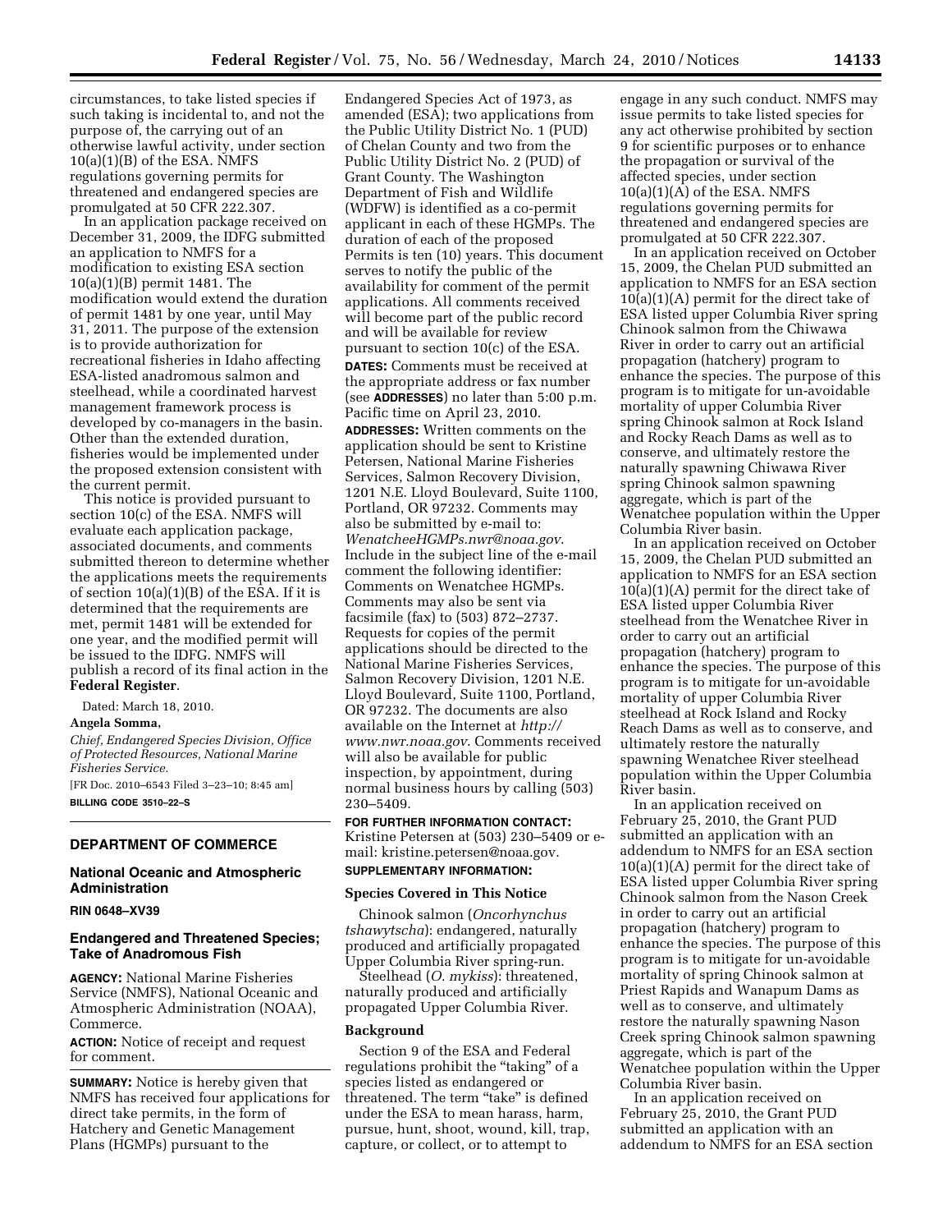circumstances, to take listed species if such taking is incidental to, and not the purpose of, the carrying out of an otherwise lawful activity, under section 10(a)(1)(B) of the ESA. NMFS regulations governing permits for threatened and endangered species are promulgated at 50 CFR 222.307.

In an application package received on December 31, 2009, the IDFG submitted an application to NMFS for a modification to existing ESA section 10(a)(1)(B) permit 1481. The modification would extend the duration of permit 1481 by one year, until May 31, 2011. The purpose of the extension is to provide authorization for recreational fisheries in Idaho affecting ESA-listed anadromous salmon and steelhead, while a coordinated harvest management framework process is developed by co-managers in the basin. Other than the extended duration, fisheries would be implemented under the proposed extension consistent with the current permit.

This notice is provided pursuant to section 10(c) of the ESA. NMFS will evaluate each application package, associated documents, and comments submitted thereon to determine whether the applications meets the requirements of section 10(a)(1)(B) of the ESA. If it is determined that the requirements are met, permit 1481 will be extended for one year, and the modified permit will be issued to the IDFG. NMFS will publish a record of its final action in the **Federal Register**.

Dated: March 18, 2010.

**Angela Somma,**

*Chief, Endangered Species Division, Office of Protected Resources, National Marine Fisheries Service.*

[FR Doc. 2010–6543 Filed 3–23–10; 8:45 am]

**BILLING CODE 3510–22–S**

## DEPARTMENT OF COMMERCE

### National Oceanic and Atmospheric Administration

**RIN 0648–XV39**

### Endangered and Threatened Species; Take of Anadromous Fish

**AGENCY:** National Marine Fisheries Service (NMFS), National Oceanic and Atmospheric Administration (NOAA), Commerce.

**ACTION:** Notice of receipt and request for comment.

**SUMMARY:** Notice is hereby given that NMFS has received four applications for direct take permits, in the form of Hatchery and Genetic Management Plans (HGMPs) pursuant to the Endangered Species Act of 1973, as amended (ESA); two applications from the Public Utility District No. 1 (PUD) of Chelan County and two from the Public Utility District No. 2 (PUD) of Grant County. The Washington Department of Fish and Wildlife (WDFW) is identified as a co-permit applicant in each of these HGMPs. The duration of each of the proposed Permits is ten (10) years. This document serves to notify the public of the availability for comment of the permit applications. All comments received will become part of the public record and will be available for review pursuant to section 10(c) of the ESA.

**DATES:** Comments must be received at the appropriate address or fax number (see **ADDRESSES**) no later than 5:00 p.m. Pacific time on April 23, 2010.

**ADDRESSES:** Written comments on the application should be sent to Kristine Petersen, National Marine Fisheries Services, Salmon Recovery Division, 1201 N.E. Lloyd Boulevard, Suite 1100, Portland, OR 97232. Comments may also be submitted by e-mail to: *WenatcheeHGMPs.nwr@noaa.gov*. Include in the subject line of the e-mail comment the following identifier: Comments on Wenatchee HGMPs. Comments may also be sent via facsimile (fax) to (503) 872–2737. Requests for copies of the permit applications should be directed to the National Marine Fisheries Services, Salmon Recovery Division, 1201 N.E. Lloyd Boulevard, Suite 1100, Portland, OR 97232. The documents are also available on the Internet at *http://www.nwr.noaa.gov*. Comments received will also be available for public inspection, by appointment, during normal business hours by calling (503) 230–5409.

**FOR FURTHER INFORMATION CONTACT:** Kristine Petersen at (503) 230–5409 or e-mail: kristine.petersen@noaa.gov.

**SUPPLEMENTARY INFORMATION:**

#### Species Covered in This Notice

Chinook salmon (*Oncorhynchus tshawytscha*): endangered, naturally produced and artificially propagated Upper Columbia River spring-run.

Steelhead (*O. mykiss*): threatened, naturally produced and artificially propagated Upper Columbia River.

#### Background

Section 9 of the ESA and Federal regulations prohibit the "taking" of a species listed as endangered or threatened. The term "take" is defined under the ESA to mean harass, harm, pursue, hunt, shoot, wound, kill, trap, capture, or collect, or to attempt to engage in any such conduct. NMFS may issue permits to take listed species for any act otherwise prohibited by section 9 for scientific purposes or to enhance the propagation or survival of the affected species, under section 10(a)(1)(A) of the ESA. NMFS regulations governing permits for threatened and endangered species are promulgated at 50 CFR 222.307.

In an application received on October 15, 2009, the Chelan PUD submitted an application to NMFS for an ESA section 10(a)(1)(A) permit for the direct take of ESA listed upper Columbia River spring Chinook salmon from the Chiwawa River in order to carry out an artificial propagation (hatchery) program to enhance the species. The purpose of this program is to mitigate for un-avoidable mortality of upper Columbia River spring Chinook salmon at Rock Island and Rocky Reach Dams as well as to conserve, and ultimately restore the naturally spawning Chiwawa River spring Chinook salmon spawning aggregate, which is part of the Wenatchee population within the Upper Columbia River basin.

In an application received on October 15, 2009, the Chelan PUD submitted an application to NMFS for an ESA section 10(a)(1)(A) permit for the direct take of ESA listed upper Columbia River steelhead from the Wenatchee River in order to carry out an artificial propagation (hatchery) program to enhance the species. The purpose of this program is to mitigate for un-avoidable mortality of upper Columbia River steelhead at Rock Island and Rocky Reach Dams as well as to conserve, and ultimately restore the naturally spawning Wenatchee River steelhead population within the Upper Columbia River basin.

In an application received on February 25, 2010, the Grant PUD submitted an application with an addendum to NMFS for an ESA section 10(a)(1)(A) permit for the direct take of ESA listed upper Columbia River spring Chinook salmon from the Nason Creek in order to carry out an artificial propagation (hatchery) program to enhance the species. The purpose of this program is to mitigate for un-avoidable mortality of spring Chinook salmon at Priest Rapids and Wanapum Dams as well as to conserve, and ultimately restore the naturally spawning Nason Creek spring Chinook salmon spawning aggregate, which is part of the Wenatchee population within the Upper Columbia River basin.

In an application received on February 25, 2010, the Grant PUD submitted an application with an addendum to NMFS for an ESA section